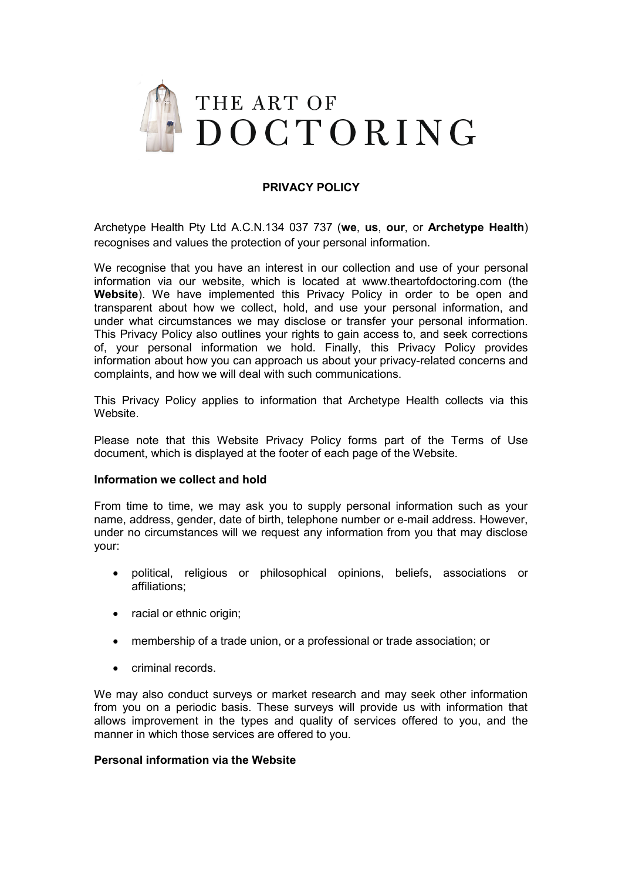THE ART OF DOCTORING

## PRIVACY POLICY

Archetype Health Pty Ltd A.C.N.134 037 737 (**we**, **us**, **our**, or **Archetype Health**) recognises and values the protection of your personal information.

We recognise that you have an interest in our collection and use of your personal information via our website, which is located at www.theartofdoctoring.com (the **Website**). We have implemented this Privacy Policy in order to be open and transparent about how we collect, hold, and use your personal information, and under what circumstances we may disclose or transfer your personal information. This Privacy Policy also outlines your rights to gain access to, and seek corrections of, your personal information we hold. Finally, this Privacy Policy provides information about how you can approach us about your privacy-related concerns and complaints, and how we will deal with such communications.

This Privacy Policy applies to information that Archetype Health collects via this Website.

Please note that this Website Privacy Policy forms part of the Terms of Use document, which is displayed at the footer of each page of the Website.

### Information we collect and hold

From time to time, we may ask you to supply personal information such as your name, address, gender, date of birth, telephone number or e-mail address. However, under no circumstances will we request any information from you that may disclose your:

- political, religious or philosophical opinions, beliefs, associations or affiliations;
- racial or ethnic origin;
- membership of a trade union, or a professional or trade association; or
- criminal records.

We may also conduct surveys or market research and may seek other information from you on a periodic basis. These surveys will provide us with information that allows improvement in the types and quality of services offered to you, and the manner in which those services are offered to you.

### Personal information via the Website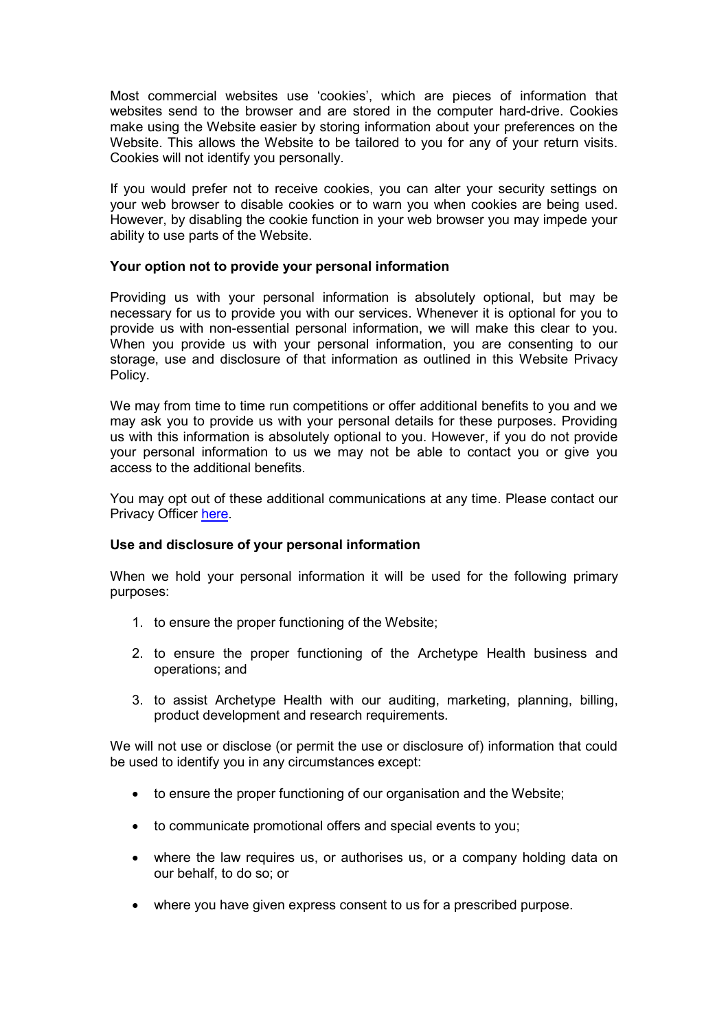Most commercial websites use 'cookies', which are pieces of information that websites send to the browser and are stored in the computer hard-drive. Cookies make using the Website easier by storing information about your preferences on the Website. This allows the Website to be tailored to you for any of your return visits. Cookies will not identify you personally.

If you would prefer not to receive cookies, you can alter your security settings on your web browser to disable cookies or to warn you when cookies are being used. However, by disabling the cookie function in your web browser you may impede your ability to use parts of the Website.

**Your option not to provide your personal information**

Providing us with your personal information is absolutely optional, but may be necessary for us to provide you with our services. Whenever it is optional for you to provide us with non-essential personal information, we will make this clear to you. When you provide us with your personal information, you are consenting to our storage, use and disclosure of that information as outlined in this Website Privacy Policy.

We may from time to time run competitions or offer additional benefits to you and we may ask you to provide us with your personal details for these purposes. Providing us with this information is absolutely optional to you. However, if you do not provide your personal information to us we may not be able to contact you or give you access to the additional benefits.

You may opt out of these additional communications at any time. Please contact our Privacy Officer here.

**Use and disclosure of your personal information**

When we hold your personal information it will be used for the following primary purposes:

1. to ensure the proper functioning of the Website;
2. to ensure the proper functioning of the Archetype Health business and operations; and
3. to assist Archetype Health with our auditing, marketing, planning, billing, product development and research requirements.

We will not use or disclose (or permit the use or disclosure of) information that could be used to identify you in any circumstances except:

- to ensure the proper functioning of our organisation and the Website;
- to communicate promotional offers and special events to you;
- where the law requires us, or authorises us, or a company holding data on our behalf, to do so; or
- where you have given express consent to us for a prescribed purpose.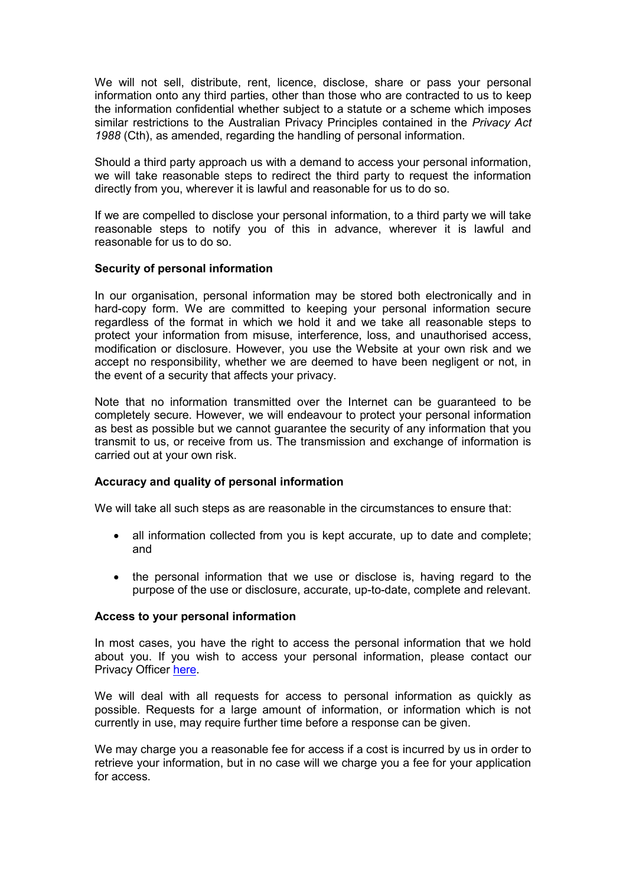We will not sell, distribute, rent, licence, disclose, share or pass your personal information onto any third parties, other than those who are contracted to us to keep the information confidential whether subject to a statute or a scheme which imposes similar restrictions to the Australian Privacy Principles contained in the *Privacy Act 1988* (Cth), as amended, regarding the handling of personal information.

Should a third party approach us with a demand to access your personal information, we will take reasonable steps to redirect the third party to request the information directly from you, wherever it is lawful and reasonable for us to do so.

If we are compelled to disclose your personal information, to a third party we will take reasonable steps to notify you of this in advance, wherever it is lawful and reasonable for us to do so.

**Security of personal information**

In our organisation, personal information may be stored both electronically and in hard-copy form. We are committed to keeping your personal information secure regardless of the format in which we hold it and we take all reasonable steps to protect your information from misuse, interference, loss, and unauthorised access, modification or disclosure. However, you use the Website at your own risk and we accept no responsibility, whether we are deemed to have been negligent or not, in the event of a security that affects your privacy.

Note that no information transmitted over the Internet can be guaranteed to be completely secure. However, we will endeavour to protect your personal information as best as possible but we cannot guarantee the security of any information that you transmit to us, or receive from us. The transmission and exchange of information is carried out at your own risk.

**Accuracy and quality of personal information**

We will take all such steps as are reasonable in the circumstances to ensure that:

- all information collected from you is kept accurate, up to date and complete; and
- the personal information that we use or disclose is, having regard to the purpose of the use or disclosure, accurate, up-to-date, complete and relevant.

**Access to your personal information**

In most cases, you have the right to access the personal information that we hold about you. If you wish to access your personal information, please contact our Privacy Officer here.

We will deal with all requests for access to personal information as quickly as possible. Requests for a large amount of information, or information which is not currently in use, may require further time before a response can be given.

We may charge you a reasonable fee for access if a cost is incurred by us in order to retrieve your information, but in no case will we charge you a fee for your application for access.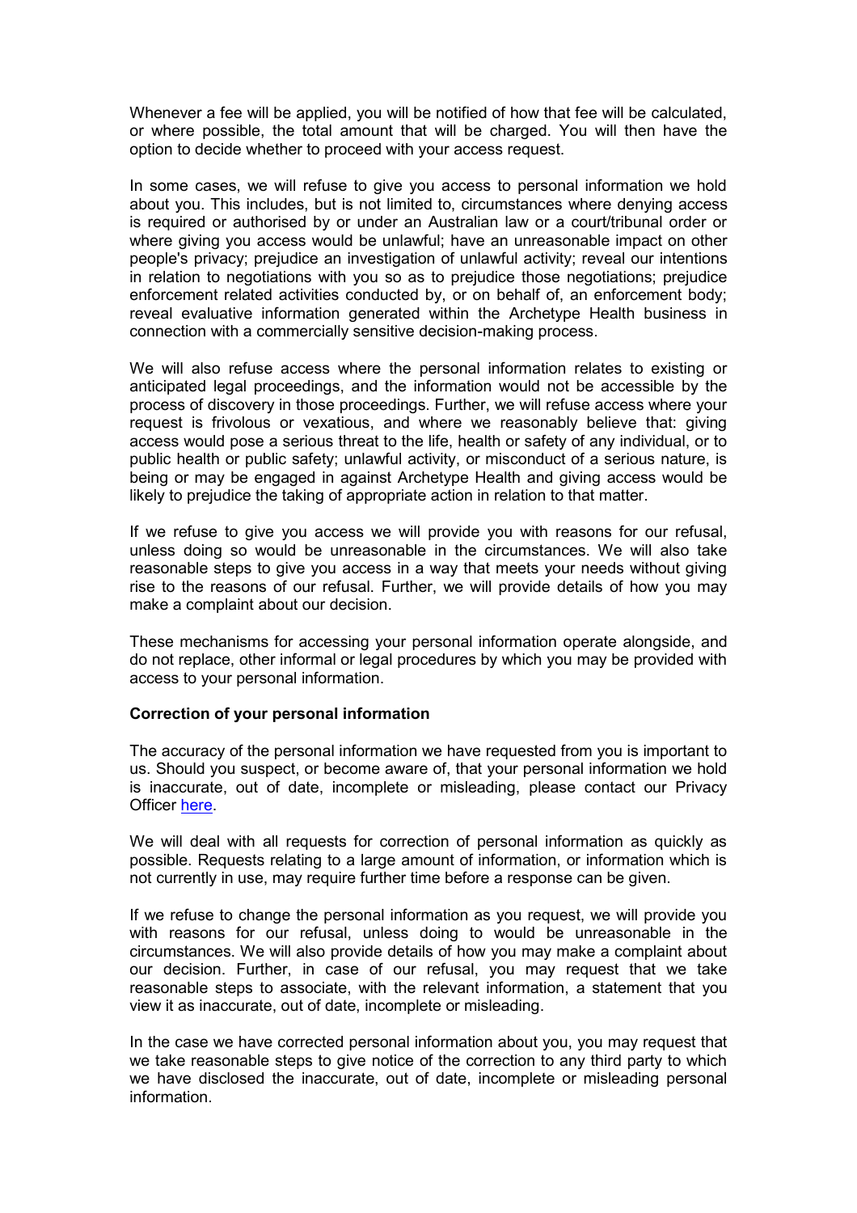Whenever a fee will be applied, you will be notified of how that fee will be calculated, or where possible, the total amount that will be charged. You will then have the option to decide whether to proceed with your access request.

In some cases, we will refuse to give you access to personal information we hold about you. This includes, but is not limited to, circumstances where denying access is required or authorised by or under an Australian law or a court/tribunal order or where giving you access would be unlawful; have an unreasonable impact on other people's privacy; prejudice an investigation of unlawful activity; reveal our intentions in relation to negotiations with you so as to prejudice those negotiations; prejudice enforcement related activities conducted by, or on behalf of, an enforcement body; reveal evaluative information generated within the Archetype Health business in connection with a commercially sensitive decision-making process.

We will also refuse access where the personal information relates to existing or anticipated legal proceedings, and the information would not be accessible by the process of discovery in those proceedings. Further, we will refuse access where your request is frivolous or vexatious, and where we reasonably believe that: giving access would pose a serious threat to the life, health or safety of any individual, or to public health or public safety; unlawful activity, or misconduct of a serious nature, is being or may be engaged in against Archetype Health and giving access would be likely to prejudice the taking of appropriate action in relation to that matter.

If we refuse to give you access we will provide you with reasons for our refusal, unless doing so would be unreasonable in the circumstances. We will also take reasonable steps to give you access in a way that meets your needs without giving rise to the reasons of our refusal. Further, we will provide details of how you may make a complaint about our decision.

These mechanisms for accessing your personal information operate alongside, and do not replace, other informal or legal procedures by which you may be provided with access to your personal information.

**Correction of your personal information**

The accuracy of the personal information we have requested from you is important to us. Should you suspect, or become aware of, that your personal information we hold is inaccurate, out of date, incomplete or misleading, please contact our Privacy Officer here.

We will deal with all requests for correction of personal information as quickly as possible. Requests relating to a large amount of information, or information which is not currently in use, may require further time before a response can be given.

If we refuse to change the personal information as you request, we will provide you with reasons for our refusal, unless doing to would be unreasonable in the circumstances. We will also provide details of how you may make a complaint about our decision. Further, in case of our refusal, you may request that we take reasonable steps to associate, with the relevant information, a statement that you view it as inaccurate, out of date, incomplete or misleading.

In the case we have corrected personal information about you, you may request that we take reasonable steps to give notice of the correction to any third party to which we have disclosed the inaccurate, out of date, incomplete or misleading personal information.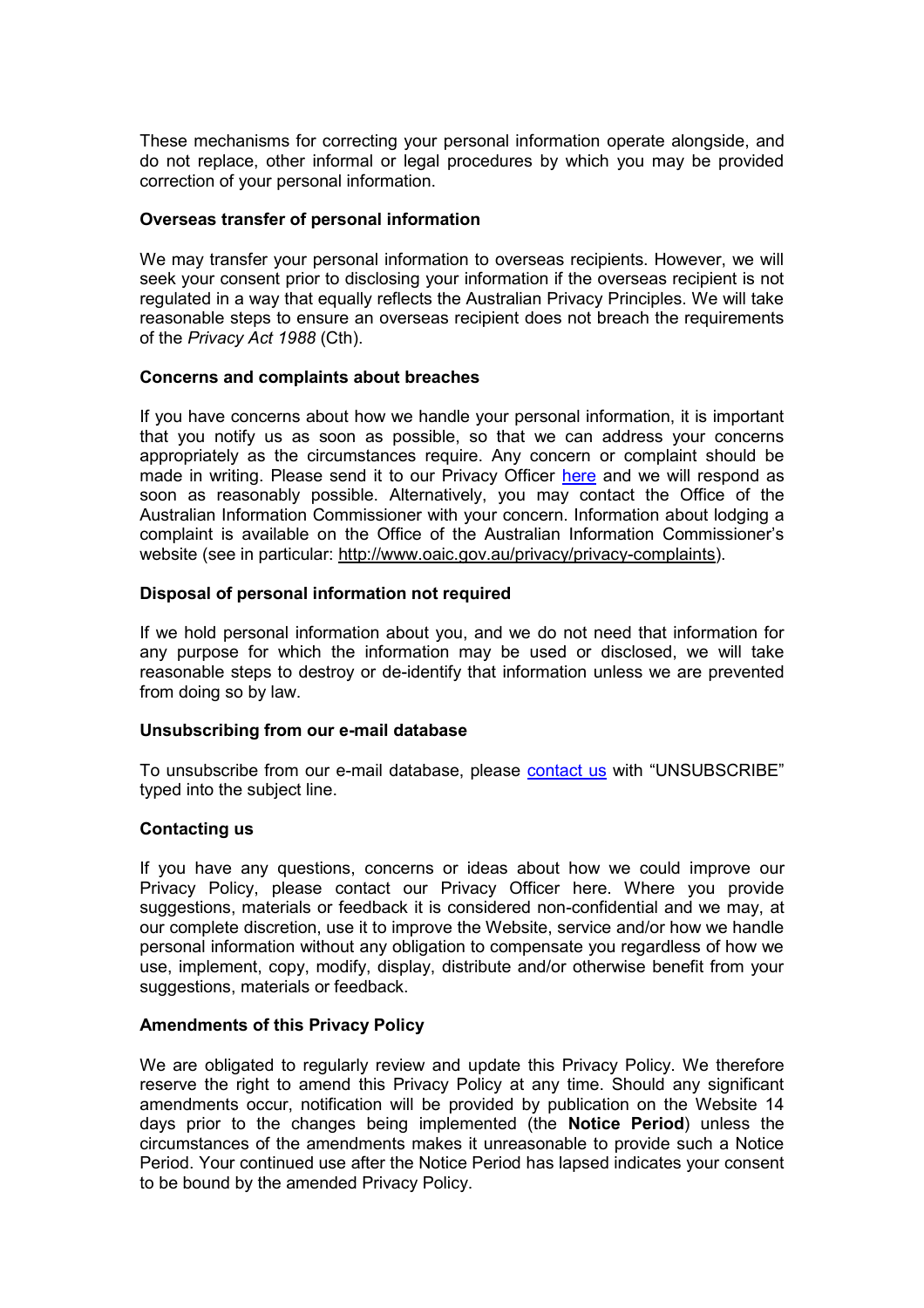These mechanisms for correcting your personal information operate alongside, and do not replace, other informal or legal procedures by which you may be provided correction of your personal information.

**Overseas transfer of personal information**

We may transfer your personal information to overseas recipients. However, we will seek your consent prior to disclosing your information if the overseas recipient is not regulated in a way that equally reflects the Australian Privacy Principles. We will take reasonable steps to ensure an overseas recipient does not breach the requirements of the *Privacy Act 1988* (Cth).

**Concerns and complaints about breaches**

If you have concerns about how we handle your personal information, it is important that you notify us as soon as possible, so that we can address your concerns appropriately as the circumstances require. Any concern or complaint should be made in writing. Please send it to our Privacy Officer here and we will respond as soon as reasonably possible. Alternatively, you may contact the Office of the Australian Information Commissioner with your concern. Information about lodging a complaint is available on the Office of the Australian Information Commissioner's website (see in particular: http://www.oaic.gov.au/privacy/privacy-complaints).

**Disposal of personal information not required**

If we hold personal information about you, and we do not need that information for any purpose for which the information may be used or disclosed, we will take reasonable steps to destroy or de-identify that information unless we are prevented from doing so by law.

**Unsubscribing from our e-mail database**

To unsubscribe from our e-mail database, please contact us with "UNSUBSCRIBE" typed into the subject line.

**Contacting us**

If you have any questions, concerns or ideas about how we could improve our Privacy Policy, please contact our Privacy Officer here. Where you provide suggestions, materials or feedback it is considered non-confidential and we may, at our complete discretion, use it to improve the Website, service and/or how we handle personal information without any obligation to compensate you regardless of how we use, implement, copy, modify, display, distribute and/or otherwise benefit from your suggestions, materials or feedback.

**Amendments of this Privacy Policy**

We are obligated to regularly review and update this Privacy Policy. We therefore reserve the right to amend this Privacy Policy at any time. Should any significant amendments occur, notification will be provided by publication on the Website 14 days prior to the changes being implemented (the **Notice Period**) unless the circumstances of the amendments makes it unreasonable to provide such a Notice Period. Your continued use after the Notice Period has lapsed indicates your consent to be bound by the amended Privacy Policy.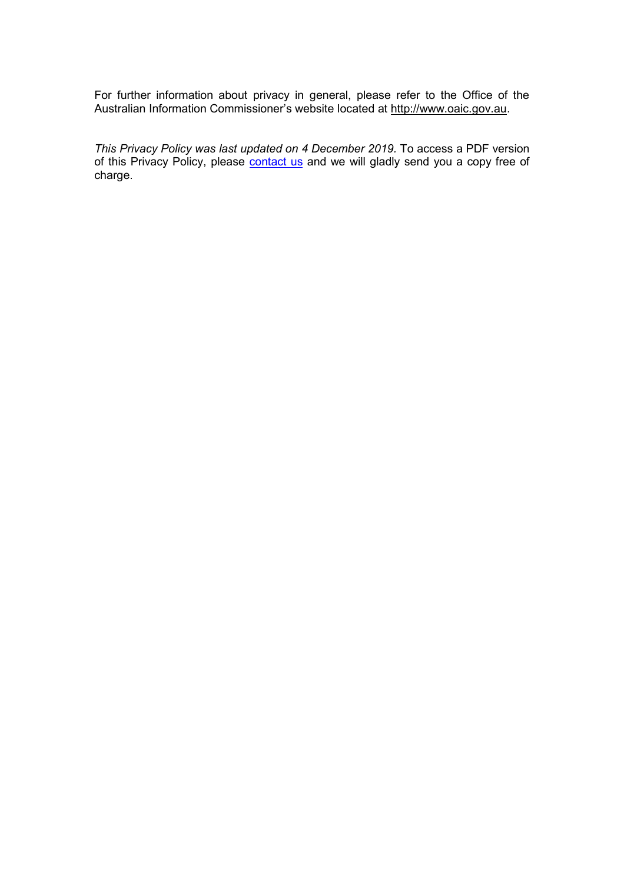For further information about privacy in general, please refer to the Office of the Australian Information Commissioner's website located at http://www.oaic.gov.au.

*This Privacy Policy was last updated on 4 December 2019.* To access a PDF version of this Privacy Policy, please contact us and we will gladly send you a copy free of charge.